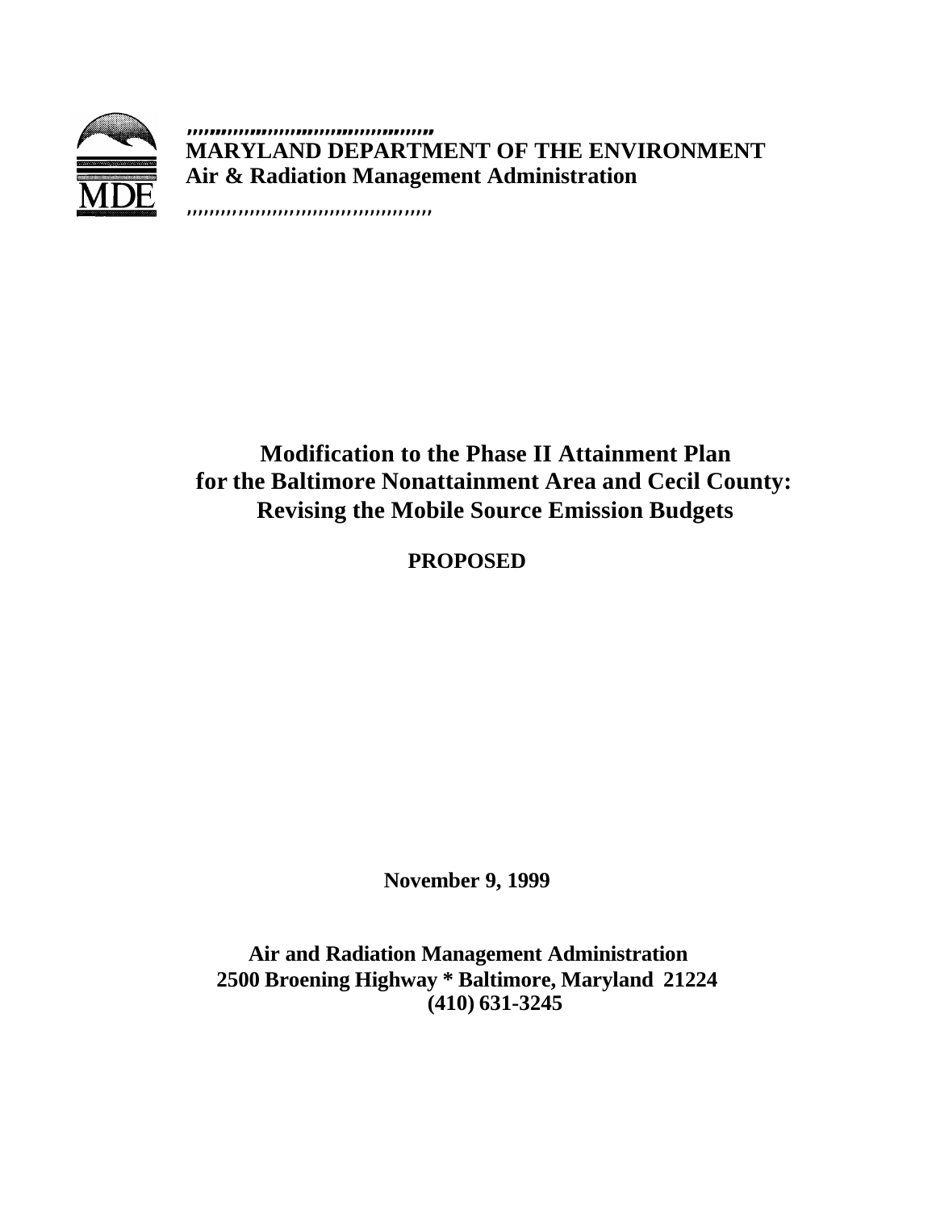**MARYLAND DEPARTMENT OF THE ENVIRONMENT**
**Air & Radiation Management Administration**

# Modification to the Phase II Attainment Plan for the Baltimore Nonattainment Area and Cecil County: Revising the Mobile Source Emission Budgets

**PROPOSED**

**November 9, 1999**

**Air and Radiation Management Administration**
**2500 Broening Highway * Baltimore, Maryland 21224**
**(410) 631-3245**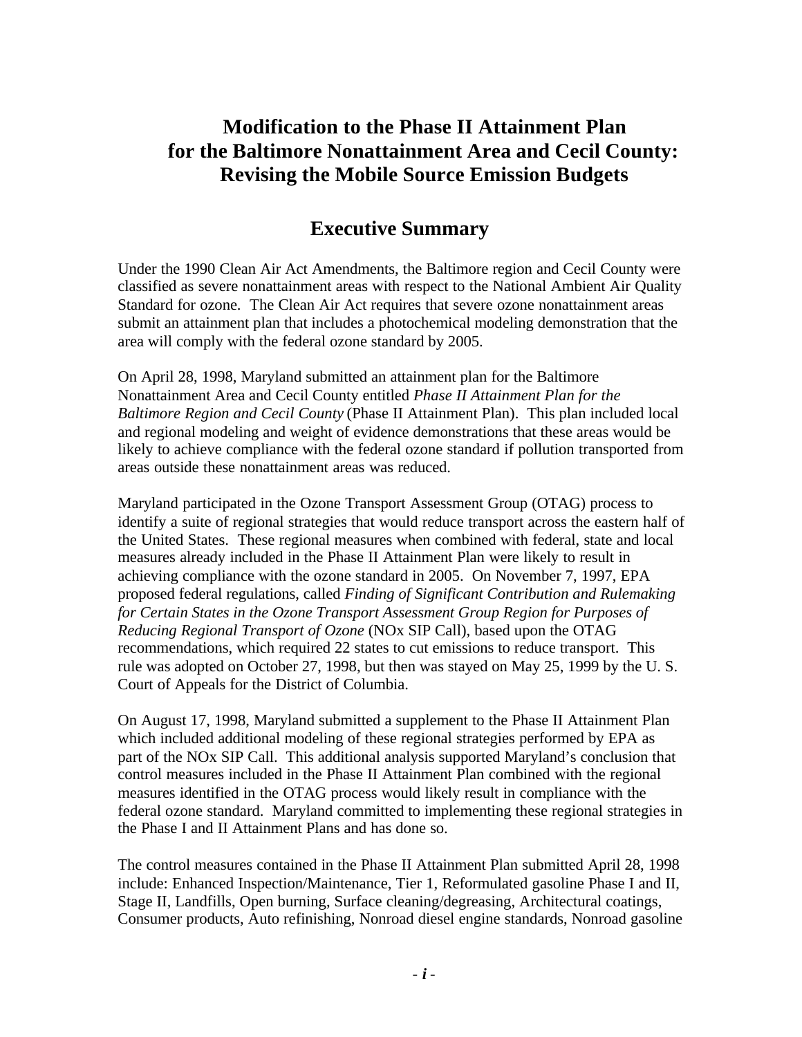# Modification to the Phase II Attainment Plan for the Baltimore Nonattainment Area and Cecil County: Revising the Mobile Source Emission Budgets

## Executive Summary

Under the 1990 Clean Air Act Amendments, the Baltimore region and Cecil County were classified as severe nonattainment areas with respect to the National Ambient Air Quality Standard for ozone. The Clean Air Act requires that severe ozone nonattainment areas submit an attainment plan that includes a photochemical modeling demonstration that the area will comply with the federal ozone standard by 2005.

On April 28, 1998, Maryland submitted an attainment plan for the Baltimore Nonattainment Area and Cecil County entitled *Phase II Attainment Plan for the Baltimore Region and Cecil County* (Phase II Attainment Plan). This plan included local and regional modeling and weight of evidence demonstrations that these areas would be likely to achieve compliance with the federal ozone standard if pollution transported from areas outside these nonattainment areas was reduced.

Maryland participated in the Ozone Transport Assessment Group (OTAG) process to identify a suite of regional strategies that would reduce transport across the eastern half of the United States. These regional measures when combined with federal, state and local measures already included in the Phase II Attainment Plan were likely to result in achieving compliance with the ozone standard in 2005. On November 7, 1997, EPA proposed federal regulations, called *Finding of Significant Contribution and Rulemaking for Certain States in the Ozone Transport Assessment Group Region for Purposes of Reducing Regional Transport of Ozone* (NOx SIP Call), based upon the OTAG recommendations, which required 22 states to cut emissions to reduce transport. This rule was adopted on October 27, 1998, but then was stayed on May 25, 1999 by the U. S. Court of Appeals for the District of Columbia.

On August 17, 1998, Maryland submitted a supplement to the Phase II Attainment Plan which included additional modeling of these regional strategies performed by EPA as part of the NOx SIP Call. This additional analysis supported Maryland's conclusion that control measures included in the Phase II Attainment Plan combined with the regional measures identified in the OTAG process would likely result in compliance with the federal ozone standard. Maryland committed to implementing these regional strategies in the Phase I and II Attainment Plans and has done so.

The control measures contained in the Phase II Attainment Plan submitted April 28, 1998 include: Enhanced Inspection/Maintenance, Tier 1, Reformulated gasoline Phase I and II, Stage II, Landfills, Open burning, Surface cleaning/degreasing, Architectural coatings, Consumer products, Auto refinishing, Nonroad diesel engine standards, Nonroad gasoline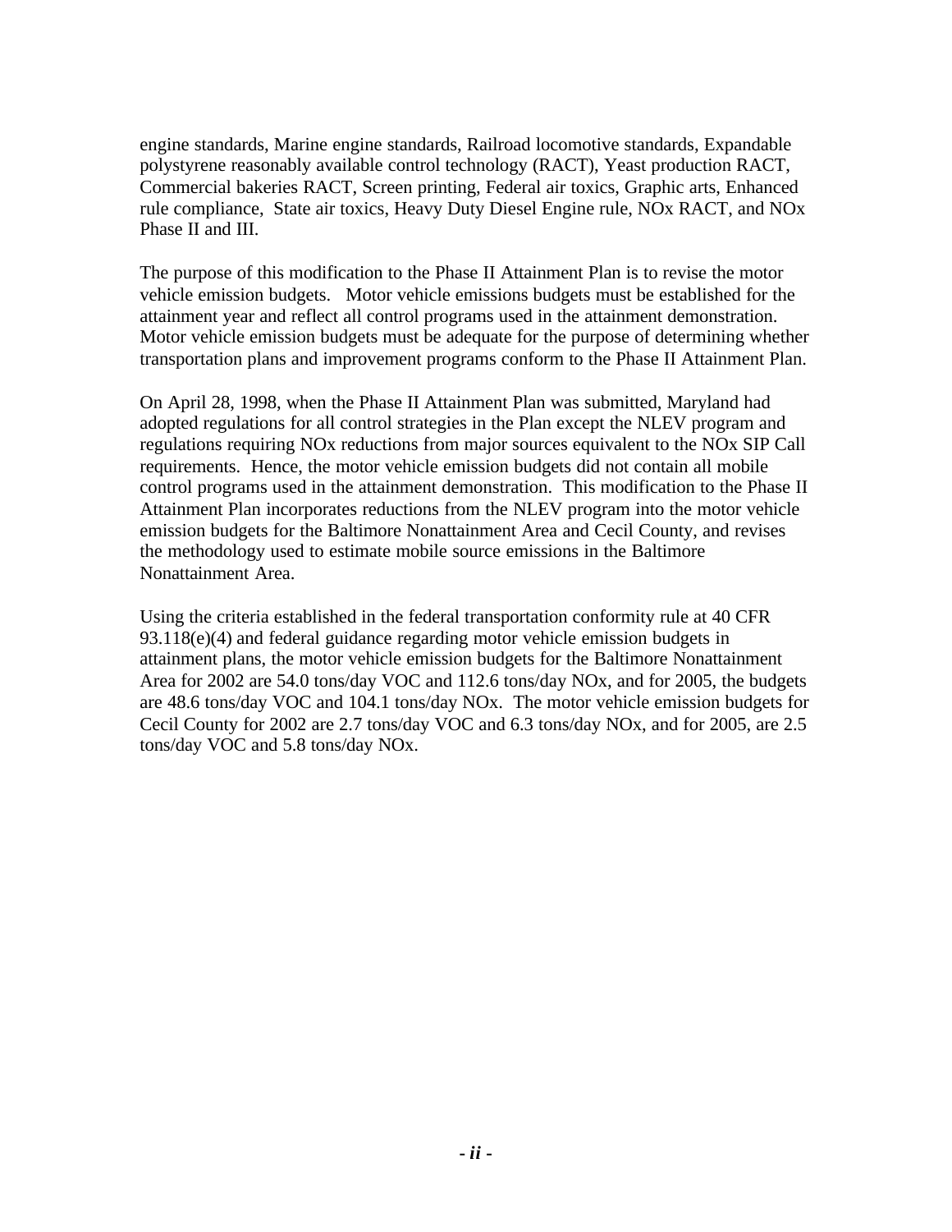engine standards, Marine engine standards, Railroad locomotive standards, Expandable polystyrene reasonably available control technology (RACT), Yeast production RACT, Commercial bakeries RACT, Screen printing, Federal air toxics, Graphic arts, Enhanced rule compliance, State air toxics, Heavy Duty Diesel Engine rule, NOx RACT, and NOx Phase II and III.

The purpose of this modification to the Phase II Attainment Plan is to revise the motor vehicle emission budgets. Motor vehicle emissions budgets must be established for the attainment year and reflect all control programs used in the attainment demonstration. Motor vehicle emission budgets must be adequate for the purpose of determining whether transportation plans and improvement programs conform to the Phase II Attainment Plan.

On April 28, 1998, when the Phase II Attainment Plan was submitted, Maryland had adopted regulations for all control strategies in the Plan except the NLEV program and regulations requiring NOx reductions from major sources equivalent to the NOx SIP Call requirements. Hence, the motor vehicle emission budgets did not contain all mobile control programs used in the attainment demonstration. This modification to the Phase II Attainment Plan incorporates reductions from the NLEV program into the motor vehicle emission budgets for the Baltimore Nonattainment Area and Cecil County, and revises the methodology used to estimate mobile source emissions in the Baltimore Nonattainment Area.

Using the criteria established in the federal transportation conformity rule at 40 CFR 93.118(e)(4) and federal guidance regarding motor vehicle emission budgets in attainment plans, the motor vehicle emission budgets for the Baltimore Nonattainment Area for 2002 are 54.0 tons/day VOC and 112.6 tons/day NOx, and for 2005, the budgets are 48.6 tons/day VOC and 104.1 tons/day NOx. The motor vehicle emission budgets for Cecil County for 2002 are 2.7 tons/day VOC and 6.3 tons/day NOx, and for 2005, are 2.5 tons/day VOC and 5.8 tons/day NOx.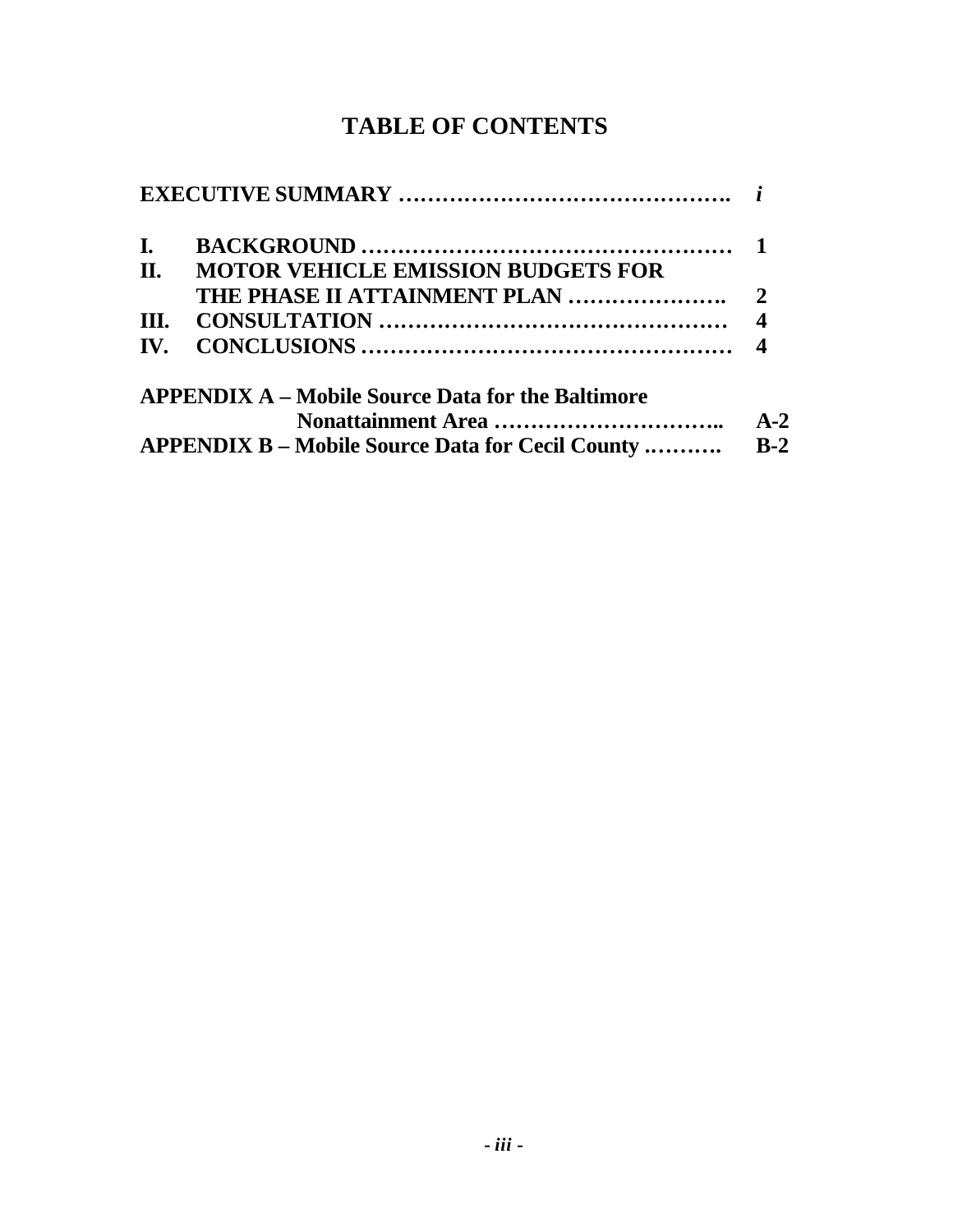# TABLE OF CONTENTS

| | | |
|---|---|---|
| **EXECUTIVE SUMMARY** ………………………………………. | | ***i*** |
| **I.** | **BACKGROUND** …………………………………………… | **1** |
| **II.** | **MOTOR VEHICLE EMISSION BUDGETS FOR THE PHASE II ATTAINMENT PLAN** …………………. | **2** |
| **III.** | **CONSULTATION** ………………………………………… | **4** |
| **IV.** | **CONCLUSIONS** …………………………………………… | **4** |
| **APPENDIX A – Mobile Source Data for the Baltimore Nonattainment Area** ………………………….. | | **A-2** |
| **APPENDIX B – Mobile Source Data for Cecil County** ………. | | **B-2** |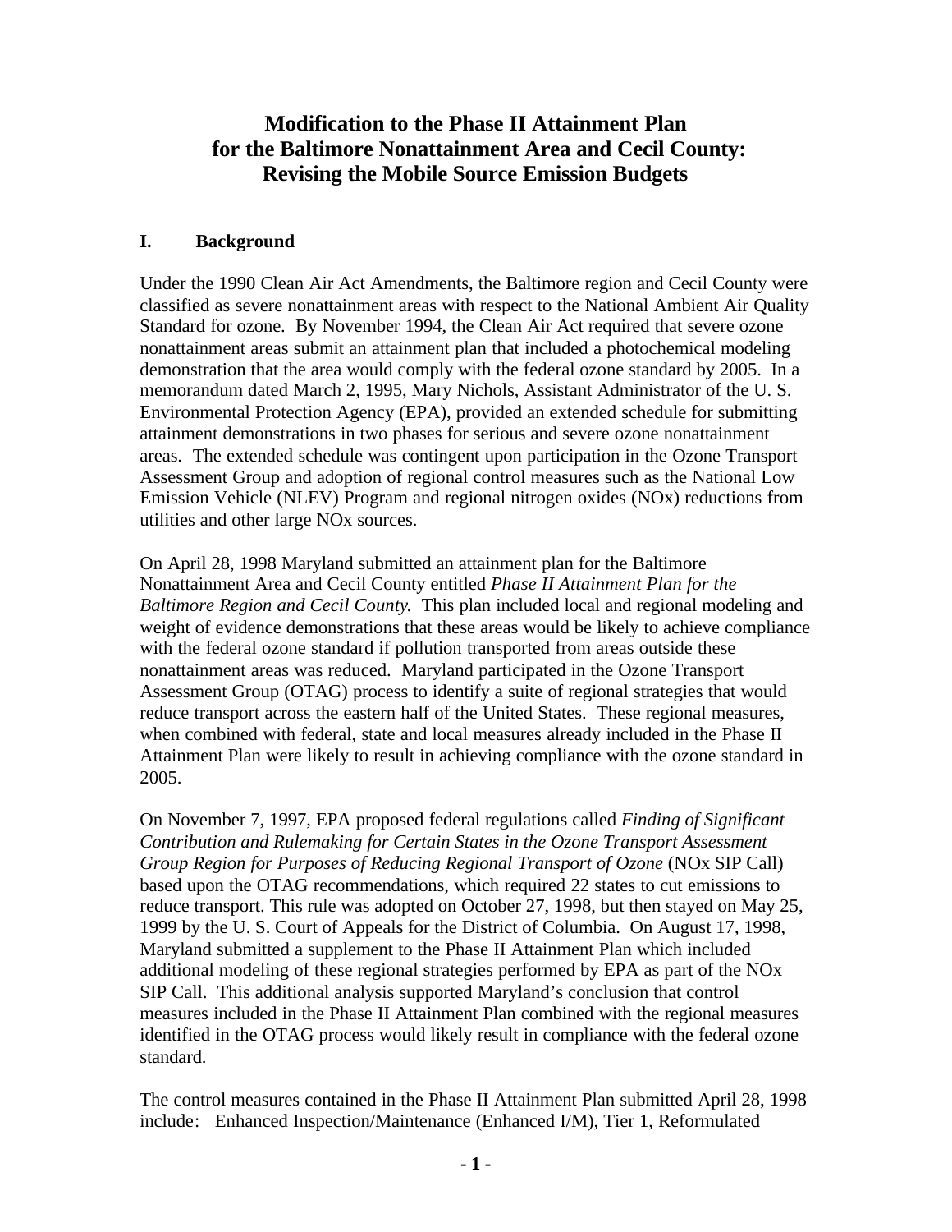# Modification to the Phase II Attainment Plan for the Baltimore Nonattainment Area and Cecil County: Revising the Mobile Source Emission Budgets

## I. Background

Under the 1990 Clean Air Act Amendments, the Baltimore region and Cecil County were classified as severe nonattainment areas with respect to the National Ambient Air Quality Standard for ozone. By November 1994, the Clean Air Act required that severe ozone nonattainment areas submit an attainment plan that included a photochemical modeling demonstration that the area would comply with the federal ozone standard by 2005. In a memorandum dated March 2, 1995, Mary Nichols, Assistant Administrator of the U. S. Environmental Protection Agency (EPA), provided an extended schedule for submitting attainment demonstrations in two phases for serious and severe ozone nonattainment areas. The extended schedule was contingent upon participation in the Ozone Transport Assessment Group and adoption of regional control measures such as the National Low Emission Vehicle (NLEV) Program and regional nitrogen oxides (NOx) reductions from utilities and other large NOx sources.

On April 28, 1998 Maryland submitted an attainment plan for the Baltimore Nonattainment Area and Cecil County entitled *Phase II Attainment Plan for the Baltimore Region and Cecil County.* This plan included local and regional modeling and weight of evidence demonstrations that these areas would be likely to achieve compliance with the federal ozone standard if pollution transported from areas outside these nonattainment areas was reduced. Maryland participated in the Ozone Transport Assessment Group (OTAG) process to identify a suite of regional strategies that would reduce transport across the eastern half of the United States. These regional measures, when combined with federal, state and local measures already included in the Phase II Attainment Plan were likely to result in achieving compliance with the ozone standard in 2005.

On November 7, 1997, EPA proposed federal regulations called *Finding of Significant Contribution and Rulemaking for Certain States in the Ozone Transport Assessment Group Region for Purposes of Reducing Regional Transport of Ozone* (NOx SIP Call) based upon the OTAG recommendations, which required 22 states to cut emissions to reduce transport. This rule was adopted on October 27, 1998, but then stayed on May 25, 1999 by the U. S. Court of Appeals for the District of Columbia. On August 17, 1998, Maryland submitted a supplement to the Phase II Attainment Plan which included additional modeling of these regional strategies performed by EPA as part of the NOx SIP Call. This additional analysis supported Maryland's conclusion that control measures included in the Phase II Attainment Plan combined with the regional measures identified in the OTAG process would likely result in compliance with the federal ozone standard.

The control measures contained in the Phase II Attainment Plan submitted April 28, 1998 include: Enhanced Inspection/Maintenance (Enhanced I/M), Tier 1, Reformulated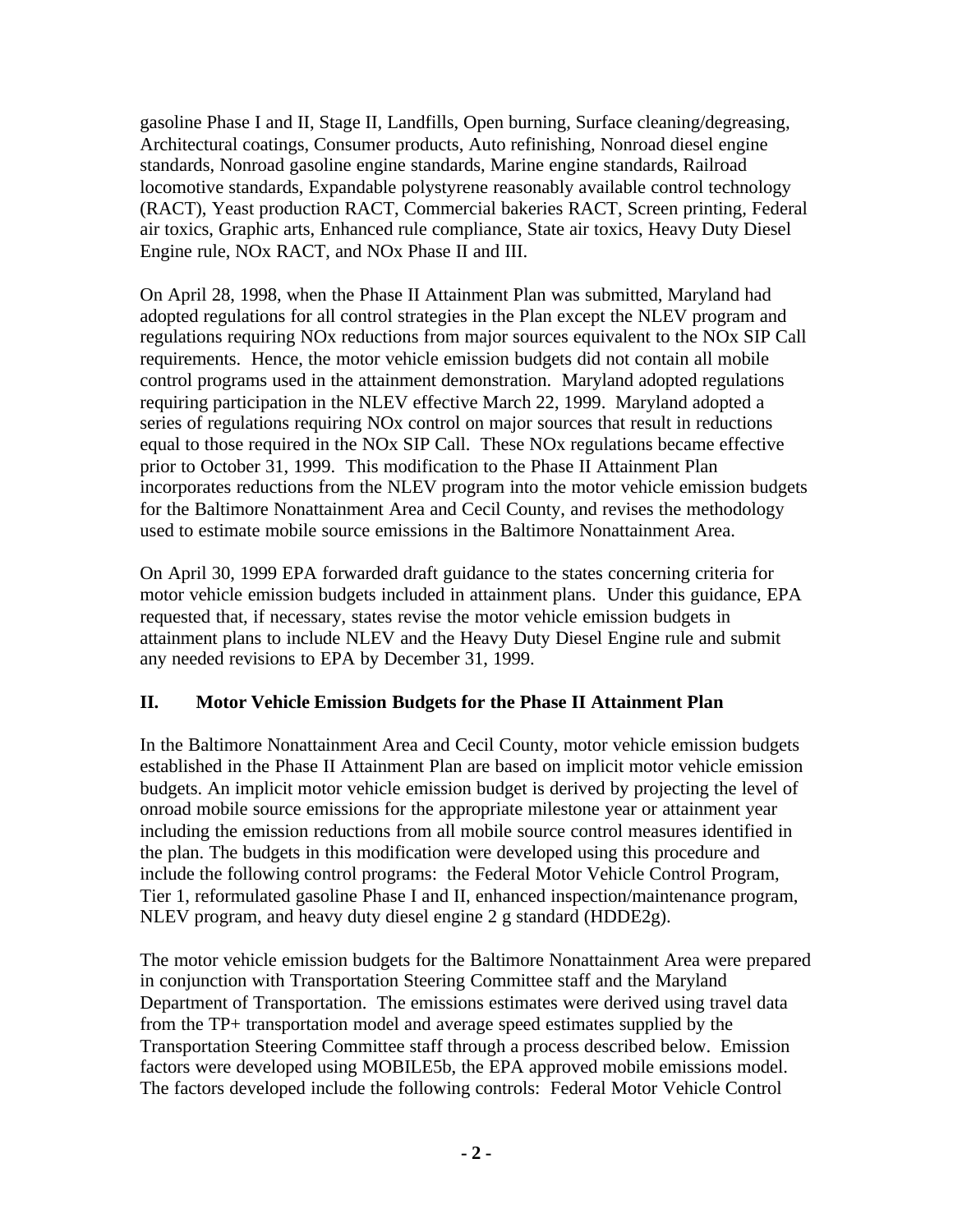gasoline Phase I and II, Stage II, Landfills, Open burning, Surface cleaning/degreasing, Architectural coatings, Consumer products, Auto refinishing, Nonroad diesel engine standards, Nonroad gasoline engine standards, Marine engine standards, Railroad locomotive standards, Expandable polystyrene reasonably available control technology (RACT), Yeast production RACT, Commercial bakeries RACT, Screen printing, Federal air toxics, Graphic arts, Enhanced rule compliance, State air toxics, Heavy Duty Diesel Engine rule, NOx RACT, and NOx Phase II and III.

On April 28, 1998, when the Phase II Attainment Plan was submitted, Maryland had adopted regulations for all control strategies in the Plan except the NLEV program and regulations requiring NOx reductions from major sources equivalent to the NOx SIP Call requirements. Hence, the motor vehicle emission budgets did not contain all mobile control programs used in the attainment demonstration. Maryland adopted regulations requiring participation in the NLEV effective March 22, 1999. Maryland adopted a series of regulations requiring NOx control on major sources that result in reductions equal to those required in the NOx SIP Call. These NOx regulations became effective prior to October 31, 1999. This modification to the Phase II Attainment Plan incorporates reductions from the NLEV program into the motor vehicle emission budgets for the Baltimore Nonattainment Area and Cecil County, and revises the methodology used to estimate mobile source emissions in the Baltimore Nonattainment Area.

On April 30, 1999 EPA forwarded draft guidance to the states concerning criteria for motor vehicle emission budgets included in attainment plans. Under this guidance, EPA requested that, if necessary, states revise the motor vehicle emission budgets in attainment plans to include NLEV and the Heavy Duty Diesel Engine rule and submit any needed revisions to EPA by December 31, 1999.

## II. Motor Vehicle Emission Budgets for the Phase II Attainment Plan

In the Baltimore Nonattainment Area and Cecil County, motor vehicle emission budgets established in the Phase II Attainment Plan are based on implicit motor vehicle emission budgets. An implicit motor vehicle emission budget is derived by projecting the level of onroad mobile source emissions for the appropriate milestone year or attainment year including the emission reductions from all mobile source control measures identified in the plan. The budgets in this modification were developed using this procedure and include the following control programs: the Federal Motor Vehicle Control Program, Tier 1, reformulated gasoline Phase I and II, enhanced inspection/maintenance program, NLEV program, and heavy duty diesel engine 2 g standard (HDDE2g).

The motor vehicle emission budgets for the Baltimore Nonattainment Area were prepared in conjunction with Transportation Steering Committee staff and the Maryland Department of Transportation. The emissions estimates were derived using travel data from the TP+ transportation model and average speed estimates supplied by the Transportation Steering Committee staff through a process described below. Emission factors were developed using MOBILE5b, the EPA approved mobile emissions model. The factors developed include the following controls: Federal Motor Vehicle Control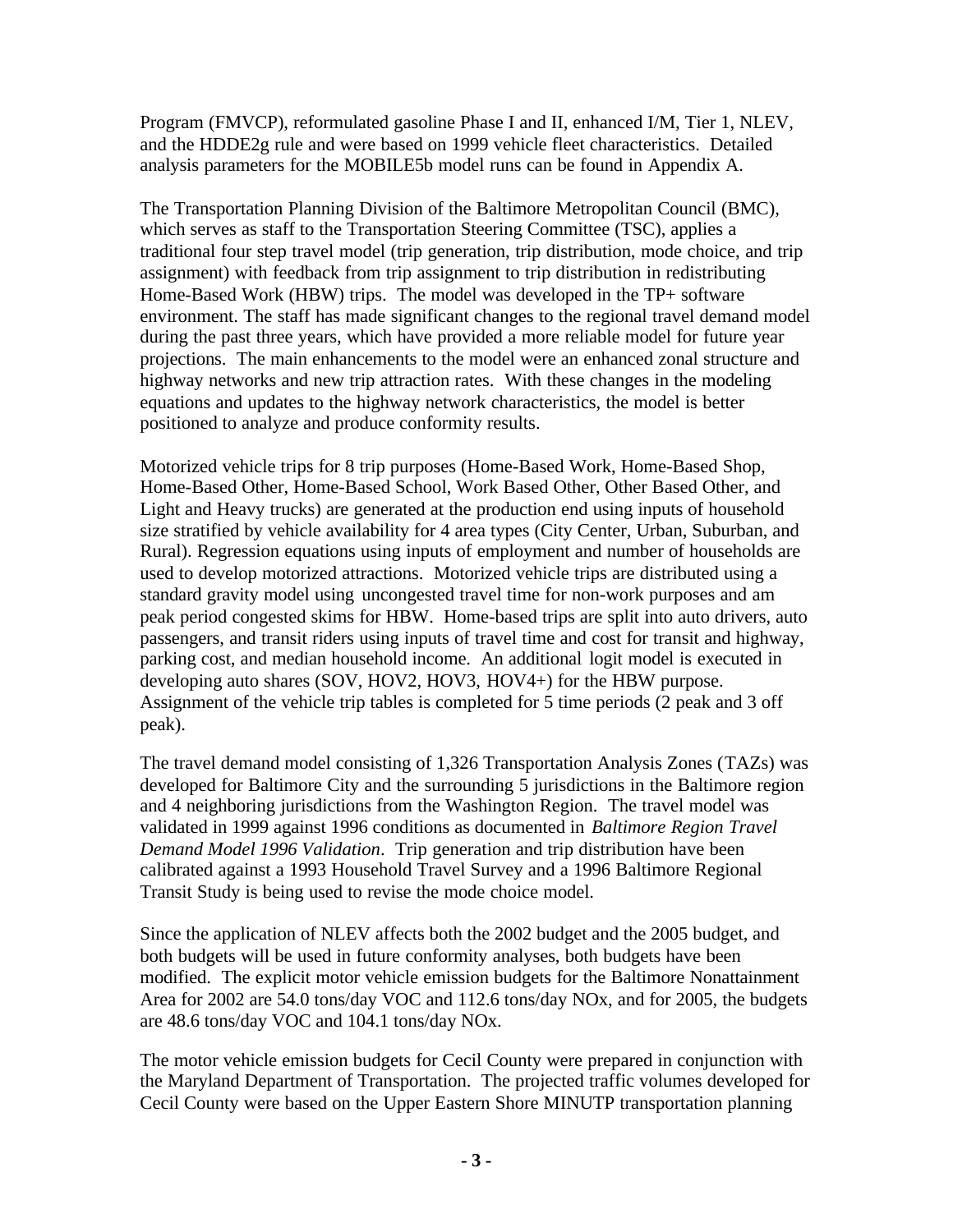Program (FMVCP), reformulated gasoline Phase I and II, enhanced I/M, Tier 1, NLEV, and the HDDE2g rule and were based on 1999 vehicle fleet characteristics. Detailed analysis parameters for the MOBILE5b model runs can be found in Appendix A.

The Transportation Planning Division of the Baltimore Metropolitan Council (BMC), which serves as staff to the Transportation Steering Committee (TSC), applies a traditional four step travel model (trip generation, trip distribution, mode choice, and trip assignment) with feedback from trip assignment to trip distribution in redistributing Home-Based Work (HBW) trips. The model was developed in the TP+ software environment. The staff has made significant changes to the regional travel demand model during the past three years, which have provided a more reliable model for future year projections. The main enhancements to the model were an enhanced zonal structure and highway networks and new trip attraction rates. With these changes in the modeling equations and updates to the highway network characteristics, the model is better positioned to analyze and produce conformity results.

Motorized vehicle trips for 8 trip purposes (Home-Based Work, Home-Based Shop, Home-Based Other, Home-Based School, Work Based Other, Other Based Other, and Light and Heavy trucks) are generated at the production end using inputs of household size stratified by vehicle availability for 4 area types (City Center, Urban, Suburban, and Rural). Regression equations using inputs of employment and number of households are used to develop motorized attractions. Motorized vehicle trips are distributed using a standard gravity model using uncongested travel time for non-work purposes and am peak period congested skims for HBW. Home-based trips are split into auto drivers, auto passengers, and transit riders using inputs of travel time and cost for transit and highway, parking cost, and median household income. An additional logit model is executed in developing auto shares (SOV, HOV2, HOV3, HOV4+) for the HBW purpose. Assignment of the vehicle trip tables is completed for 5 time periods (2 peak and 3 off peak).

The travel demand model consisting of 1,326 Transportation Analysis Zones (TAZs) was developed for Baltimore City and the surrounding 5 jurisdictions in the Baltimore region and 4 neighboring jurisdictions from the Washington Region. The travel model was validated in 1999 against 1996 conditions as documented in *Baltimore Region Travel Demand Model 1996 Validation*. Trip generation and trip distribution have been calibrated against a 1993 Household Travel Survey and a 1996 Baltimore Regional Transit Study is being used to revise the mode choice model.

Since the application of NLEV affects both the 2002 budget and the 2005 budget, and both budgets will be used in future conformity analyses, both budgets have been modified. The explicit motor vehicle emission budgets for the Baltimore Nonattainment Area for 2002 are 54.0 tons/day VOC and 112.6 tons/day NOx, and for 2005, the budgets are 48.6 tons/day VOC and 104.1 tons/day NOx.

The motor vehicle emission budgets for Cecil County were prepared in conjunction with the Maryland Department of Transportation. The projected traffic volumes developed for Cecil County were based on the Upper Eastern Shore MINUTP transportation planning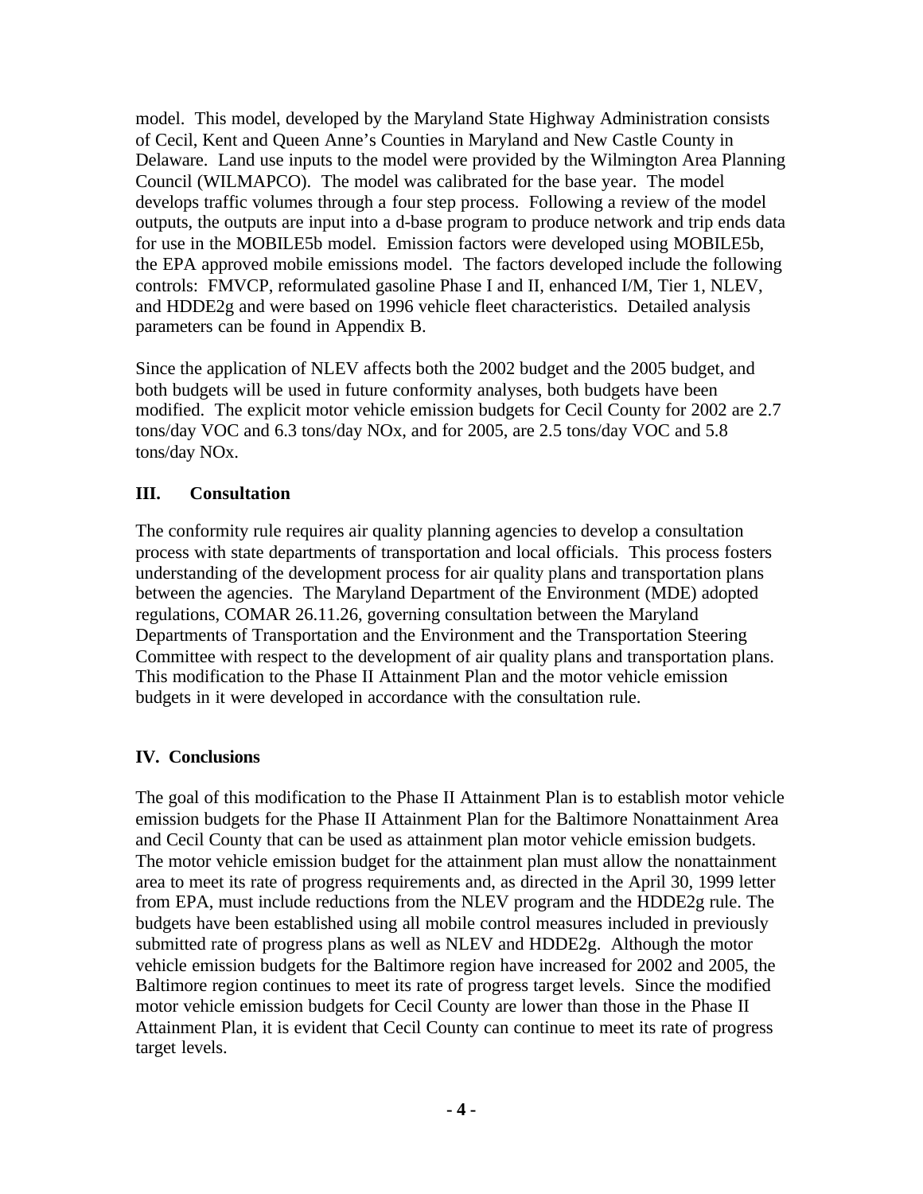model. This model, developed by the Maryland State Highway Administration consists of Cecil, Kent and Queen Anne's Counties in Maryland and New Castle County in Delaware. Land use inputs to the model were provided by the Wilmington Area Planning Council (WILMAPCO). The model was calibrated for the base year. The model develops traffic volumes through a four step process. Following a review of the model outputs, the outputs are input into a d-base program to produce network and trip ends data for use in the MOBILE5b model. Emission factors were developed using MOBILE5b, the EPA approved mobile emissions model. The factors developed include the following controls: FMVCP, reformulated gasoline Phase I and II, enhanced I/M, Tier 1, NLEV, and HDDE2g and were based on 1996 vehicle fleet characteristics. Detailed analysis parameters can be found in Appendix B.

Since the application of NLEV affects both the 2002 budget and the 2005 budget, and both budgets will be used in future conformity analyses, both budgets have been modified. The explicit motor vehicle emission budgets for Cecil County for 2002 are 2.7 tons/day VOC and 6.3 tons/day NOx, and for 2005, are 2.5 tons/day VOC and 5.8 tons/day NOx.

## III. Consultation

The conformity rule requires air quality planning agencies to develop a consultation process with state departments of transportation and local officials. This process fosters understanding of the development process for air quality plans and transportation plans between the agencies. The Maryland Department of the Environment (MDE) adopted regulations, COMAR 26.11.26, governing consultation between the Maryland Departments of Transportation and the Environment and the Transportation Steering Committee with respect to the development of air quality plans and transportation plans. This modification to the Phase II Attainment Plan and the motor vehicle emission budgets in it were developed in accordance with the consultation rule.

## IV. Conclusions

The goal of this modification to the Phase II Attainment Plan is to establish motor vehicle emission budgets for the Phase II Attainment Plan for the Baltimore Nonattainment Area and Cecil County that can be used as attainment plan motor vehicle emission budgets. The motor vehicle emission budget for the attainment plan must allow the nonattainment area to meet its rate of progress requirements and, as directed in the April 30, 1999 letter from EPA, must include reductions from the NLEV program and the HDDE2g rule. The budgets have been established using all mobile control measures included in previously submitted rate of progress plans as well as NLEV and HDDE2g. Although the motor vehicle emission budgets for the Baltimore region have increased for 2002 and 2005, the Baltimore region continues to meet its rate of progress target levels. Since the modified motor vehicle emission budgets for Cecil County are lower than those in the Phase II Attainment Plan, it is evident that Cecil County can continue to meet its rate of progress target levels.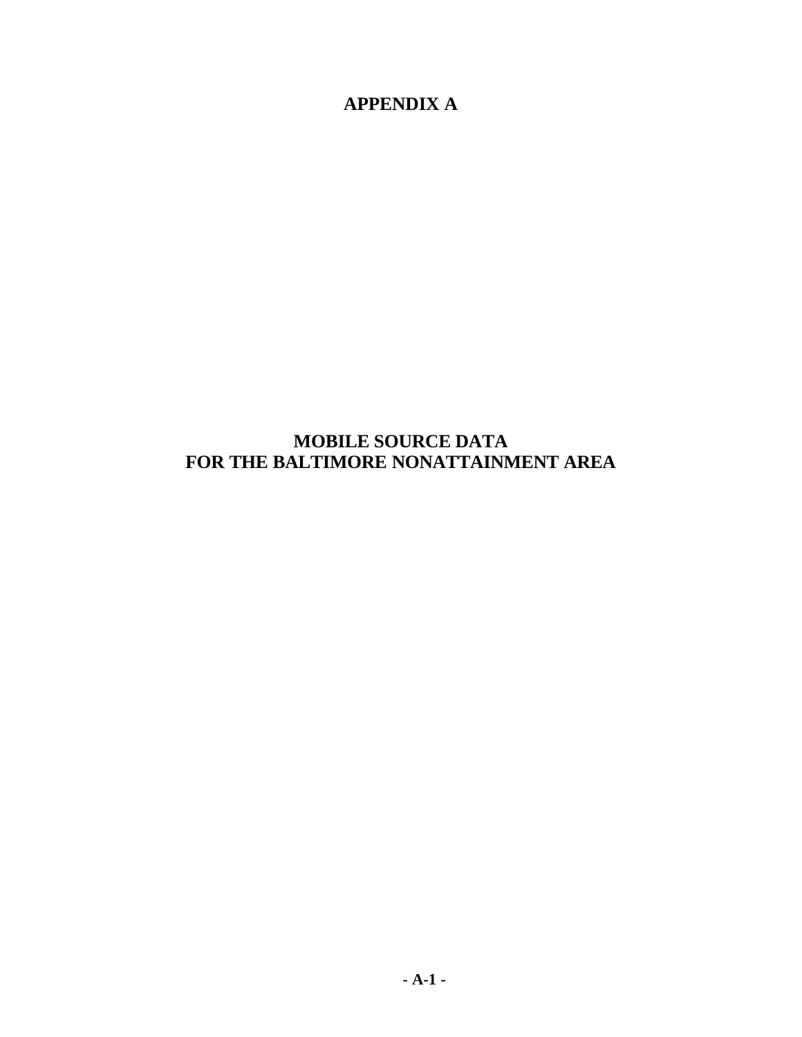# APPENDIX A

## MOBILE SOURCE DATA FOR THE BALTIMORE NONATTAINMENT AREA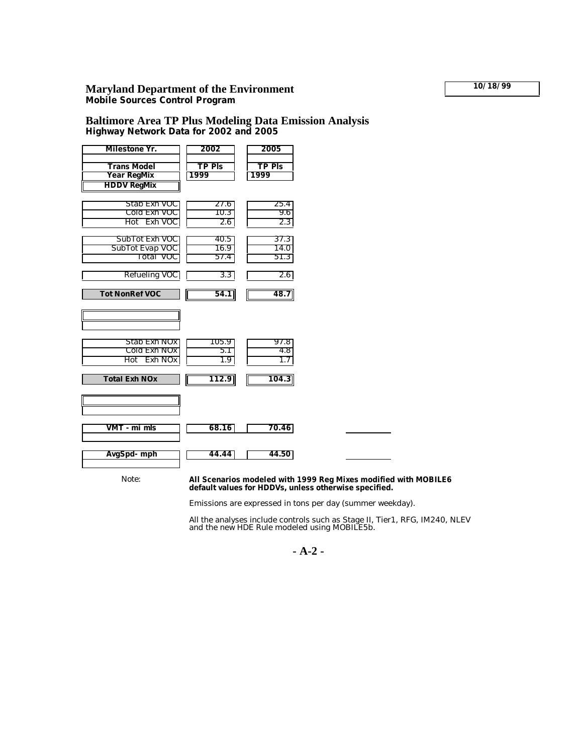**10/18/99**

# Maryland Department of the Environment

**Mobile Sources Control Program**

## Baltimore Area TP Plus Modeling Data Emission Analysis

**Highway Network Data for 2002 and 2005**

| Milestone Yr. | 2002 | 2005 |
|---|---|---|
| Trans Model | TP Pls | TP Pls |
| Year RegMix | 1999 | 1999 |
| HDDV RegMix | | |
| Stab Exh VOC | 27.6 | 25.4 |
| Cold Exh VOC | 10.3 | 9.6 |
| Hot Exh VOC | 2.6 | 2.3 |
| SubTot Exh VOC | 40.5 | 37.3 |
| SubTot Evap VOC | 16.9 | 14.0 |
| Total VOC | 57.4 | 51.3 |
| Refueling VOC | 3.3 | 2.6 |
| **Tot NonRef VOC** | **54.1** | **48.7** |
| Stab Exh NOx | 105.9 | 97.8 |
| Cold Exh NOx | 5.1 | 4.8 |
| Hot Exh NOx | 1.9 | 1.7 |
| **Total Exh NOx** | **112.9** | **104.3** |
| **VMT - mi mls** | **68.16** | **70.46** |
| **AvgSpd- mph** | **44.44** | **44.50** |

Note: **All Scenarios modeled with 1999 Reg Mixes modified with MOBILE6 default values for HDDVs, unless otherwise specified.**

Emissions are expressed in tons per day (summer weekday).

All the analyses include controls such as Stage II, Tier1, RFG, IM240, NLEV and the new HDE Rule modeled using MOBILE5b.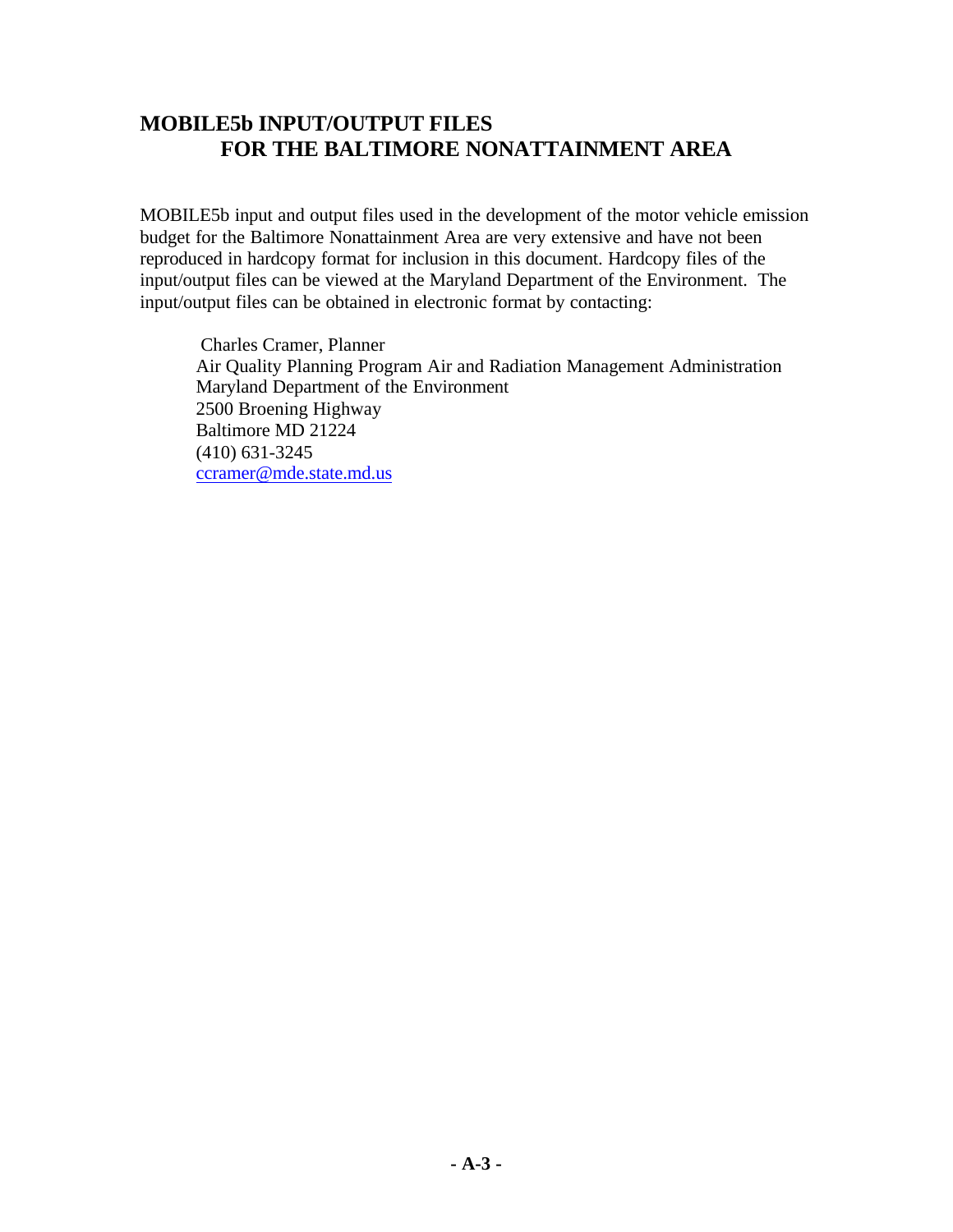# MOBILE5b INPUT/OUTPUT FILES FOR THE BALTIMORE NONATTAINMENT AREA

MOBILE5b input and output files used in the development of the motor vehicle emission budget for the Baltimore Nonattainment Area are very extensive and have not been reproduced in hardcopy format for inclusion in this document. Hardcopy files of the input/output files can be viewed at the Maryland Department of the Environment. The input/output files can be obtained in electronic format by contacting:

Charles Cramer, Planner  
Air Quality Planning Program Air and Radiation Management Administration  
Maryland Department of the Environment  
2500 Broening Highway  
Baltimore MD 21224  
(410) 631-3245  
ccramer@mde.state.md.us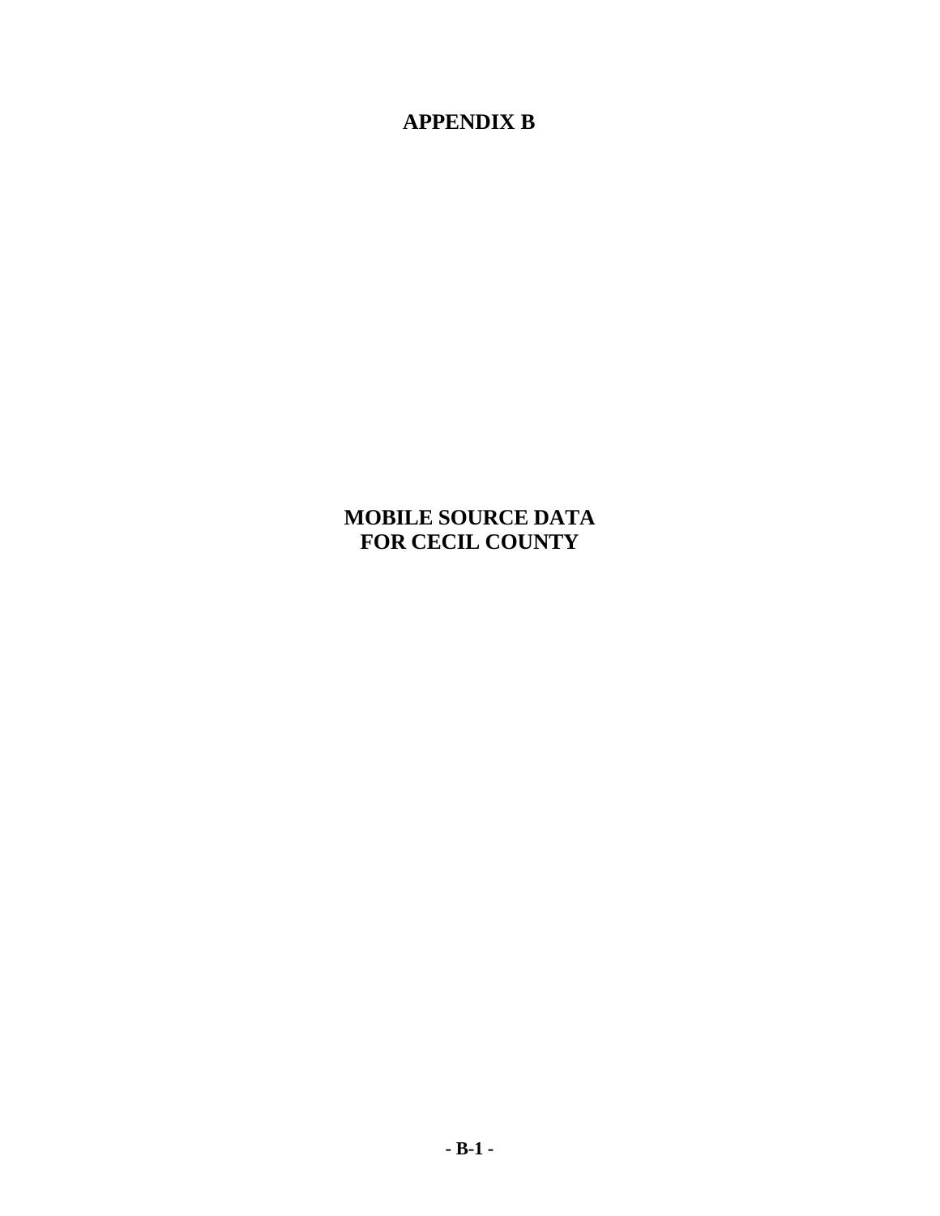# APPENDIX B

## MOBILE SOURCE DATA FOR CECIL COUNTY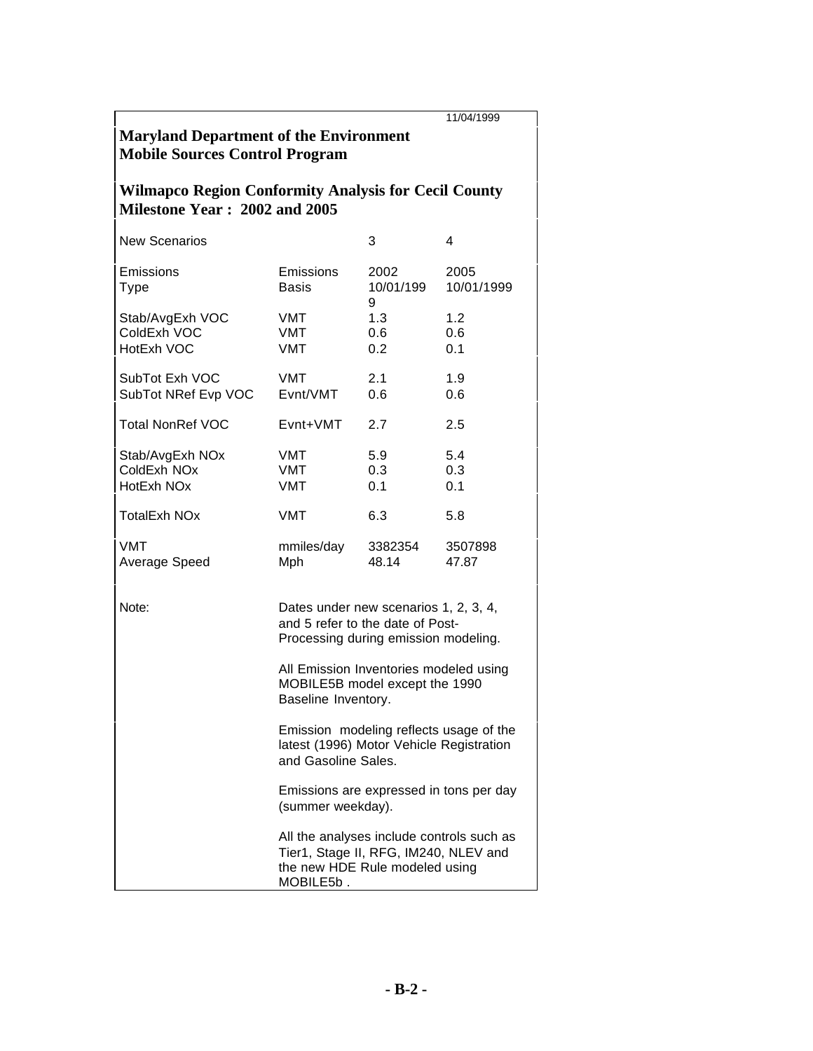11/04/1999

**Maryland Department of the Environment**
**Mobile Sources Control Program**

**Wilmapco Region Conformity Analysis for Cecil County**
**Milestone Year : 2002 and 2005**

| New Scenarios | | 3 | 4 |
|---|---|---|---|
| Emissions Type | Emissions Basis | 2002 10/01/1999 | 2005 10/01/1999 |
| Stab/AvgExh VOC | VMT | 1.3 | 1.2 |
| ColdExh VOC | VMT | 0.6 | 0.6 |
| HotExh VOC | VMT | 0.2 | 0.1 |
| SubTot Exh VOC | VMT | 2.1 | 1.9 |
| SubTot NRef Evp VOC | Evnt/VMT | 0.6 | 0.6 |
| Total NonRef VOC | Evnt+VMT | 2.7 | 2.5 |
| Stab/AvgExh NOx | VMT | 5.9 | 5.4 |
| ColdExh NOx | VMT | 0.3 | 0.3 |
| HotExh NOx | VMT | 0.1 | 0.1 |
| TotalExh NOx | VMT | 6.3 | 5.8 |
| VMT | mmiles/day | 3382354 | 3507898 |
| Average Speed | Mph | 48.14 | 47.87 |

Note:

Dates under new scenarios 1, 2, 3, 4, and 5 refer to the date of Post-Processing during emission modeling.

All Emission Inventories modeled using MOBILE5B model except the 1990 Baseline Inventory.

Emission modeling reflects usage of the latest (1996) Motor Vehicle Registration and Gasoline Sales.

Emissions are expressed in tons per day (summer weekday).

All the analyses include controls such as Tier1, Stage II, RFG, IM240, NLEV and the new HDE Rule modeled using MOBILE5b .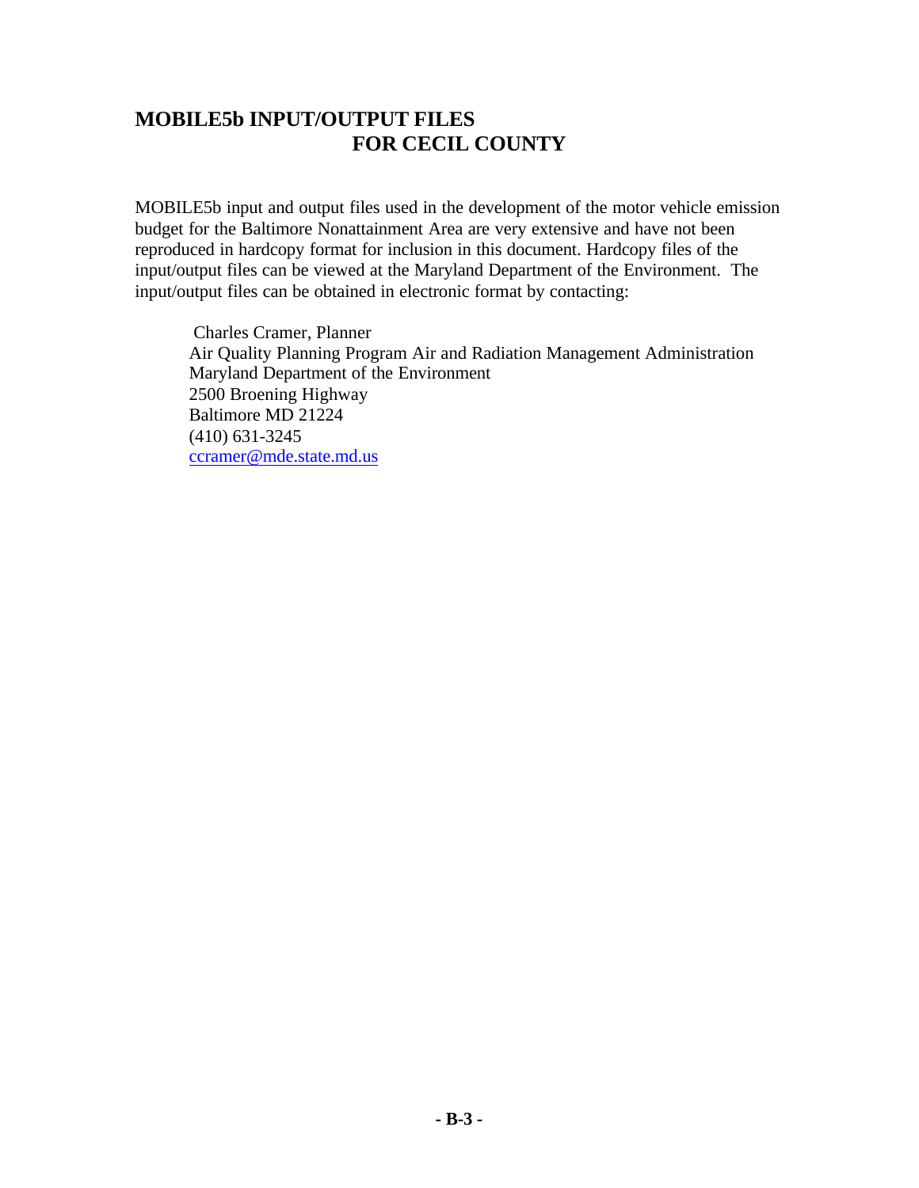# MOBILE5b INPUT/OUTPUT FILES FOR CECIL COUNTY

MOBILE5b input and output files used in the development of the motor vehicle emission budget for the Baltimore Nonattainment Area are very extensive and have not been reproduced in hardcopy format for inclusion in this document. Hardcopy files of the input/output files can be viewed at the Maryland Department of the Environment. The input/output files can be obtained in electronic format by contacting:

Charles Cramer, Planner
Air Quality Planning Program Air and Radiation Management Administration
Maryland Department of the Environment
2500 Broening Highway
Baltimore MD 21224
(410) 631-3245
ccramer@mde.state.md.us